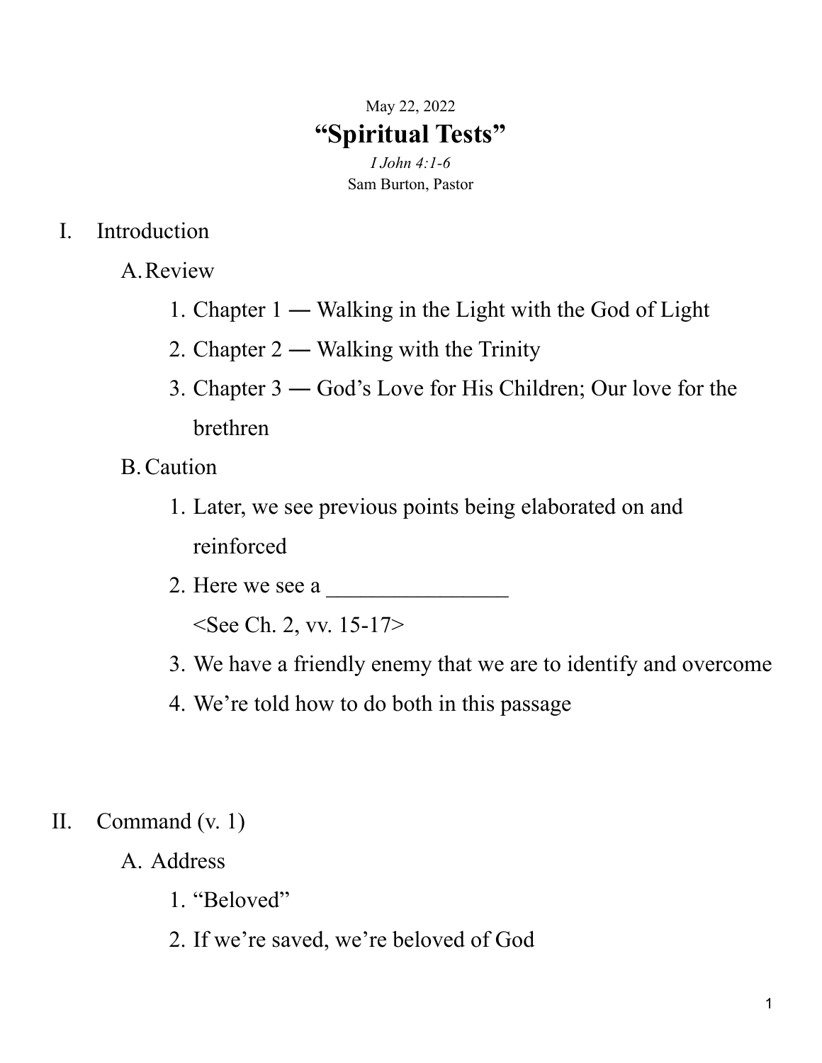May 22, 2022

# "Spiritual Tests"

*I John 4:1-6*

Sam Burton, Pastor

I. Introduction

   A. Review

      1. Chapter 1 ― Walking in the Light with the God of Light
      2. Chapter 2 ― Walking with the Trinity
      3. Chapter 3 ― God's Love for His Children; Our love for the brethren

   B. Caution

      1. Later, we see previous points being elaborated on and reinforced
      2. Here we see a ________________
         <See Ch. 2, vv. 15-17>
      3. We have a friendly enemy that we are to identify and overcome
      4. We're told how to do both in this passage

II. Command (v. 1)

   A. Address

      1. "Beloved"
      2. If we're saved, we're beloved of God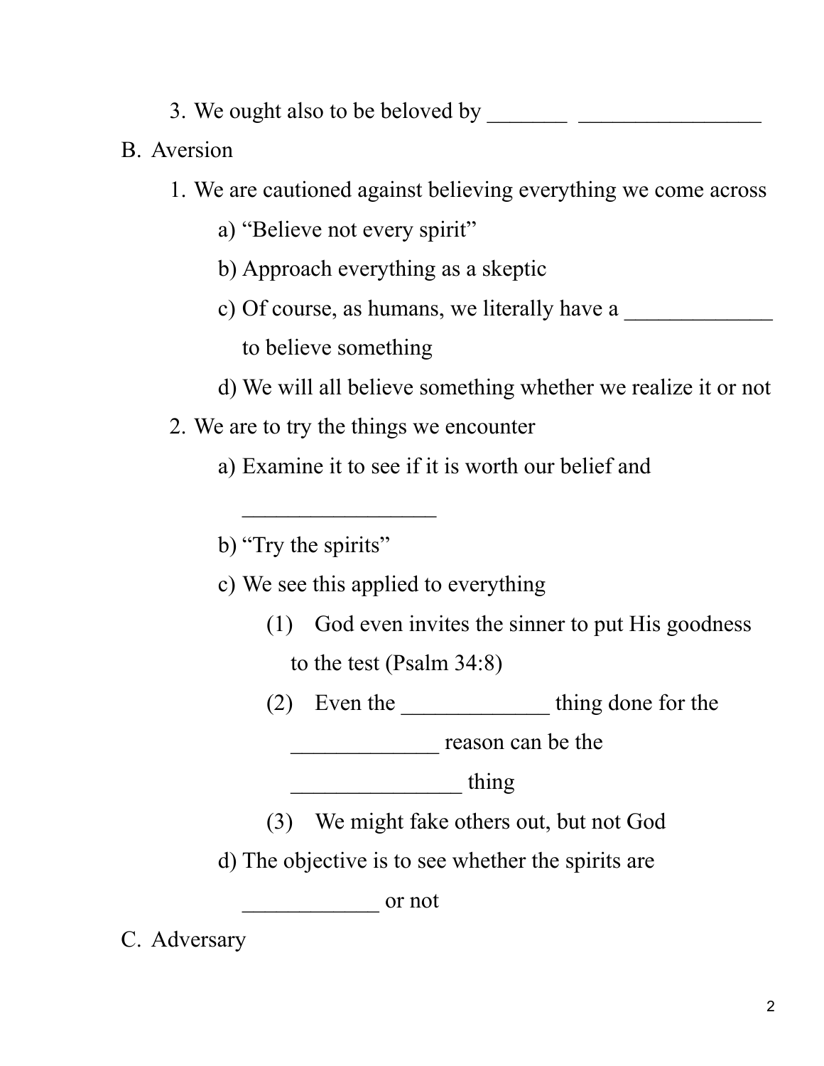3. We ought also to be beloved by _______ ________________

B. Aversion

1. We are cautioned against believing everything we come across
    a) "Believe not every spirit"
    b) Approach everything as a skeptic
    c) Of course, as humans, we literally have a _____________ to believe something
    d) We will all believe something whether we realize it or not
2. We are to try the things we encounter
    a) Examine it to see if it is worth our belief and _________________
    b) "Try the spirits"
    c) We see this applied to everything
        (1) God even invites the sinner to put His goodness to the test (Psalm 34:8)
        (2) Even the _____________ thing done for the _____________ reason can be the _______________ thing
        (3) We might fake others out, but not God
    d) The objective is to see whether the spirits are ____________ or not

C. Adversary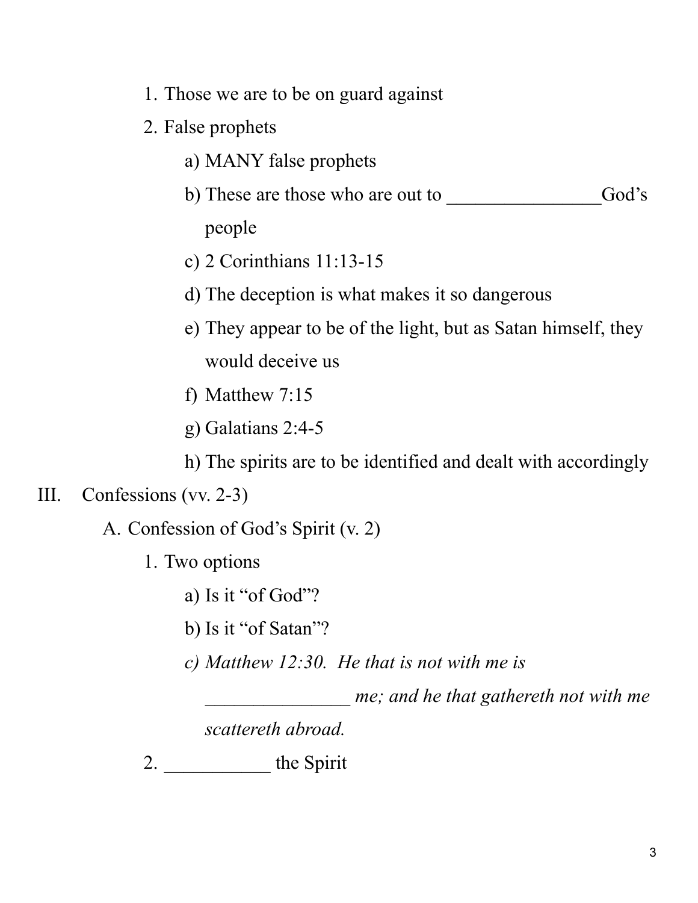1. Those we are to be on guard against
2. False prophets
    a) MANY false prophets
    b) These are those who are out to ________________God's people
    c) 2 Corinthians 11:13-15
    d) The deception is what makes it so dangerous
    e) They appear to be of the light, but as Satan himself, they would deceive us
    f) Matthew 7:15
    g) Galatians 2:4-5
    h) The spirits are to be identified and dealt with accordingly

III. Confessions (vv. 2-3)

A. Confession of God's Spirit (v. 2)

1. Two options
    a) Is it "of God"?
    b) Is it "of Satan"?
    c) *Matthew 12:30. He that is not with me is _______________ me; and he that gathereth not with me scattereth abroad.*
2. ___________ the Spirit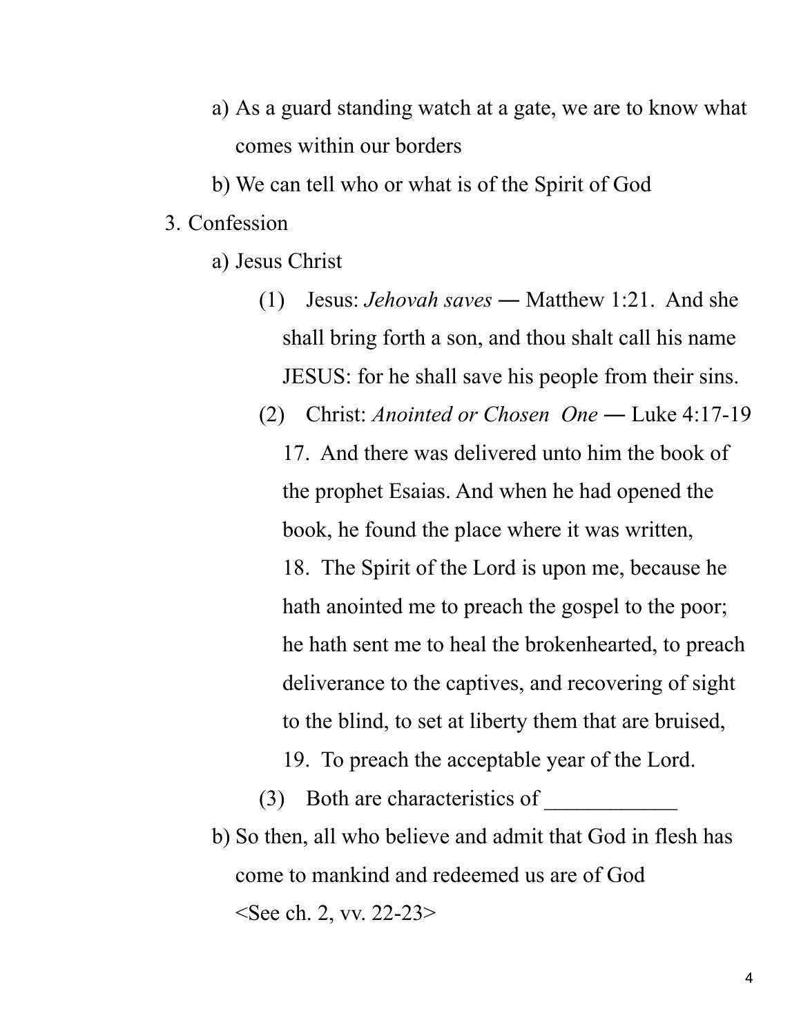a) As a guard standing watch at a gate, we are to know what comes within our borders
   b) We can tell who or what is of the Spirit of God
3. Confession
   a) Jesus Christ
      (1) Jesus: *Jehovah saves* — Matthew 1:21. And she shall bring forth a son, and thou shalt call his name JESUS: for he shall save his people from their sins.
      (2) Christ: *Anointed or Chosen One* — Luke 4:17-19
         17. And there was delivered unto him the book of the prophet Esaias. And when he had opened the book, he found the place where it was written,
         18. The Spirit of the Lord is upon me, because he hath anointed me to preach the gospel to the poor; he hath sent me to heal the brokenhearted, to preach deliverance to the captives, and recovering of sight to the blind, to set at liberty them that are bruised,
         19. To preach the acceptable year of the Lord.
      (3) Both are characteristics of ____________
   b) So then, all who believe and admit that God in flesh has come to mankind and redeemed us are of God
      <See ch. 2, vv. 22-23>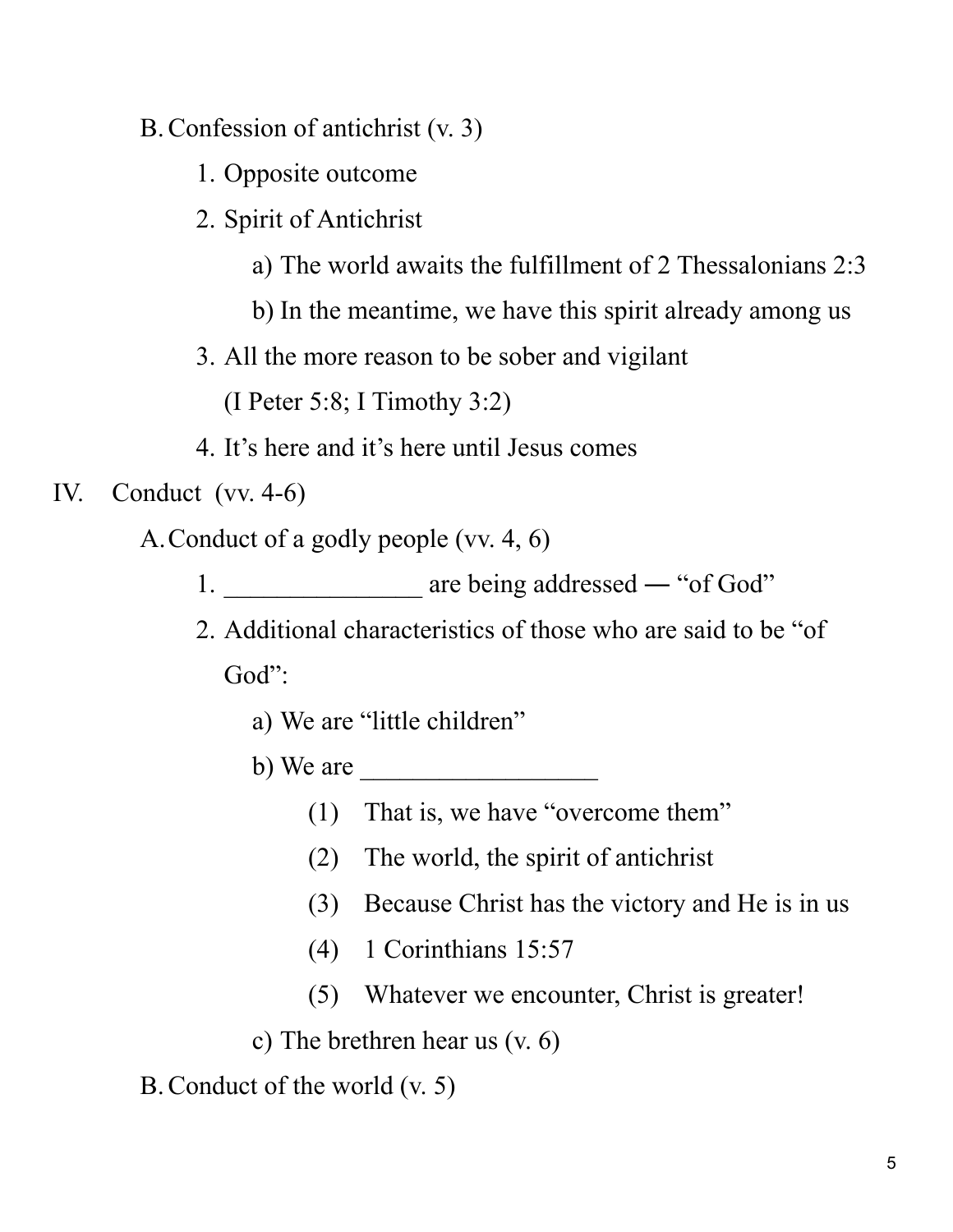B. Confession of antichrist (v. 3)

1. Opposite outcome
2. Spirit of Antichrist
    a) The world awaits the fulfillment of 2 Thessalonians 2:3
    b) In the meantime, we have this spirit already among us
3. All the more reason to be sober and vigilant (I Peter 5:8; I Timothy 3:2)
4. It's here and it's here until Jesus comes

IV. Conduct (vv. 4-6)

A. Conduct of a godly people (vv. 4, 6)

1. _______________ are being addressed — "of God"
2. Additional characteristics of those who are said to be "of God":
    a) We are "little children"
    b) We are __________________
        (1) That is, we have "overcome them"
        (2) The world, the spirit of antichrist
        (3) Because Christ has the victory and He is in us
        (4) 1 Corinthians 15:57
        (5) Whatever we encounter, Christ is greater!
    c) The brethren hear us (v. 6)

B. Conduct of the world (v. 5)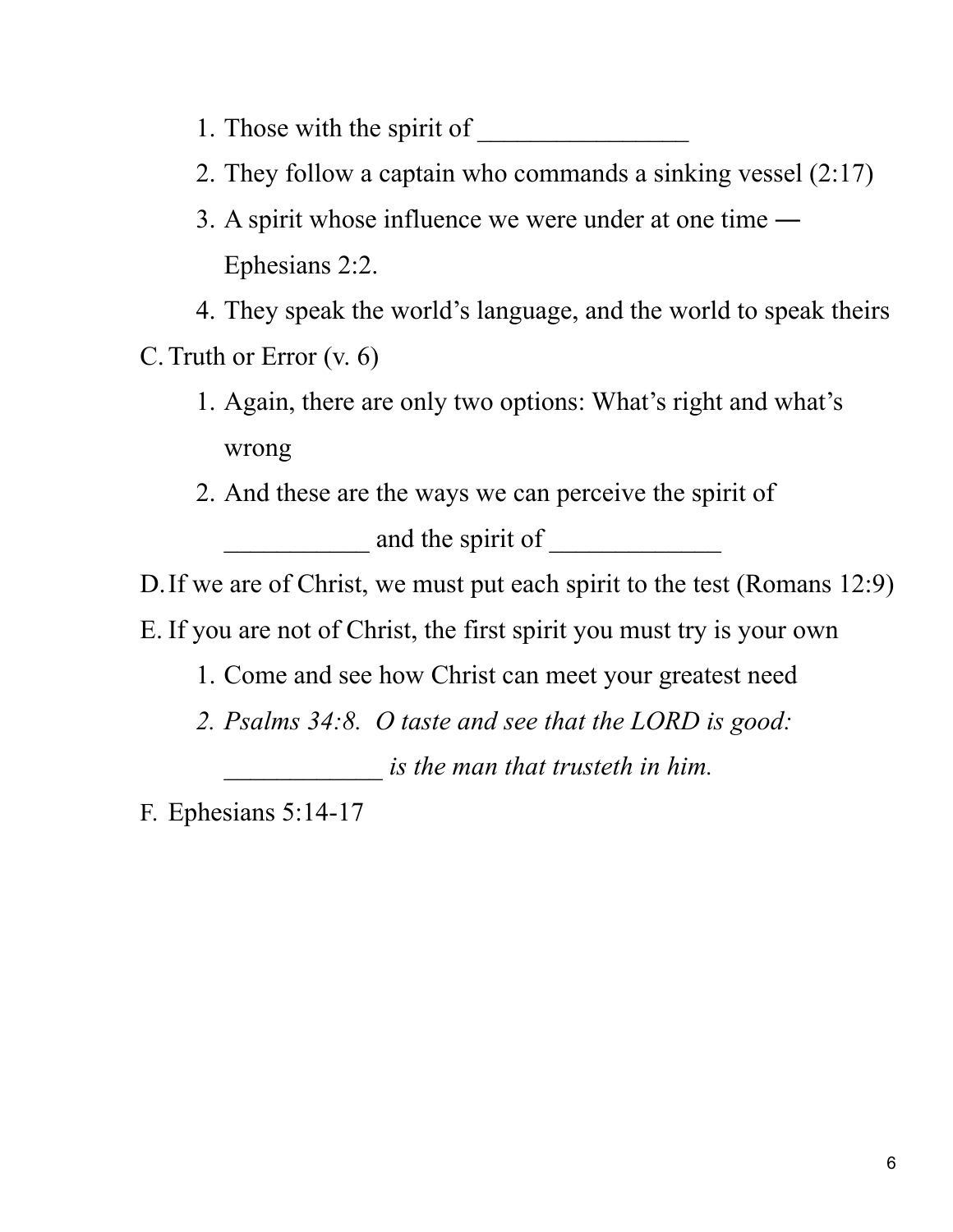1. Those with the spirit of ________________
2. They follow a captain who commands a sinking vessel (2:17)
3. A spirit whose influence we were under at one time — Ephesians 2:2.
4. They speak the world's language, and the world to speak theirs

C. Truth or Error (v. 6)

1. Again, there are only two options: What's right and what's wrong
2. And these are the ways we can perceive the spirit of ___________ and the spirit of _____________

D. If we are of Christ, we must put each spirit to the test (Romans 12:9)

E. If you are not of Christ, the first spirit you must try is your own

1. Come and see how Christ can meet your greatest need
2. *Psalms 34:8. O taste and see that the LORD is good: ____________ is the man that trusteth in him.*

F. Ephesians 5:14-17